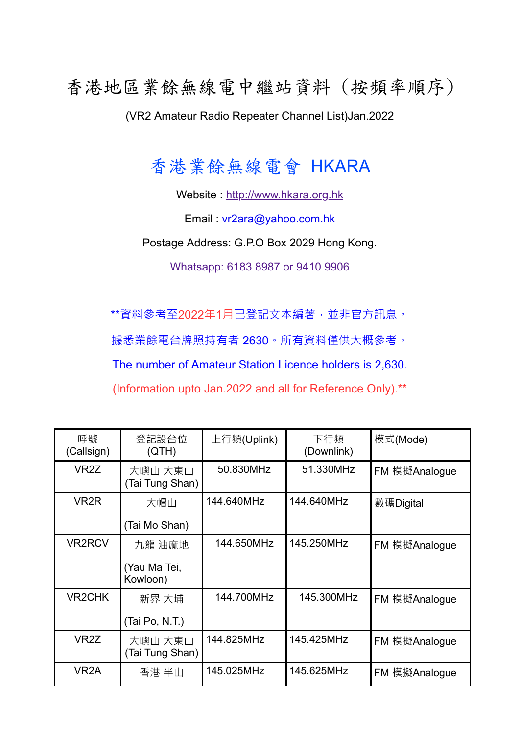# 香港地區業餘無線電中繼站資料（按頻率順序）

(VR2 Amateur Radio Repeater Channel List)Jan.2022

## 香港業餘無線電會 HKARA

Website : http://www.hkara.org.hk

Email : vr2ara@yahoo.com.hk

Postage Address: G.P.O Box 2029 Hong Kong.

Whatsapp: 6183 8987 or 9410 9906

**資料參考至2022年1月已登記文本編著，並非官方訊息。

據悉業餘電台牌照持有者 2630。所有資料僅供大概參考。

The number of Amateur Station Licence holders is 2,630.

(Information upto Jan.2022 and all for Reference Only).**

| 呼號 (Callsign) | 登記設台位 (QTH) | 上行頻(Uplink) | 下行頻 (Downlink) | 模式(Mode) |
|---|---|---|---|---|
| VR2Z | 大嶼山 大東山 (Tai Tung Shan) | 50.830MHz | 51.330MHz | FM 模擬Analogue |
| VR2R | 大帽山 (Tai Mo Shan) | 144.640MHz | 144.640MHz | 數碼Digital |
| VR2RCV | 九龍 油麻地 (Yau Ma Tei, Kowloon) | 144.650MHz | 145.250MHz | FM 模擬Analogue |
| VR2CHK | 新界 大埔 (Tai Po, N.T.) | 144.700MHz | 145.300MHz | FM 模擬Analogue |
| VR2Z | 大嶼山 大東山 (Tai Tung Shan) | 144.825MHz | 145.425MHz | FM 模擬Analogue |
| VR2A | 香港 半山 | 145.025MHz | 145.625MHz | FM 模擬Analogue |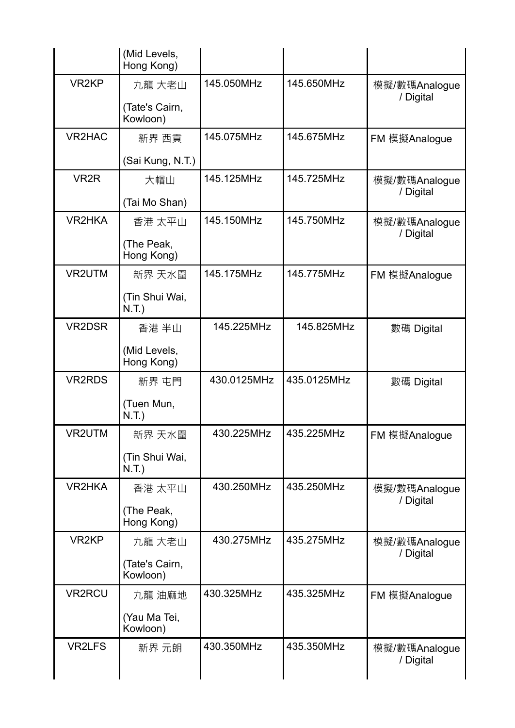| | (Mid Levels, Hong Kong) | | | |
|---|---|---|---|---|
| VR2KP | 九龍 大老山<br><br>(Tate's Cairn, Kowloon) | 145.050MHz | 145.650MHz | 模擬/數碼Analogue / Digital |
| VR2HAC | 新界 西貢<br><br>(Sai Kung, N.T.) | 145.075MHz | 145.675MHz | FM 模擬Analogue |
| VR2R | 大帽山<br><br>(Tai Mo Shan) | 145.125MHz | 145.725MHz | 模擬/數碼Analogue / Digital |
| VR2HKA | 香港 太平山<br><br>(The Peak, Hong Kong) | 145.150MHz | 145.750MHz | 模擬/數碼Analogue / Digital |
| VR2UTM | 新界 天水圍<br><br>(Tin Shui Wai, N.T.) | 145.175MHz | 145.775MHz | FM 模擬Analogue |
| VR2DSR | 香港 半山<br><br>(Mid Levels, Hong Kong) | 145.225MHz | 145.825MHz | 數碼 Digital |
| VR2RDS | 新界 屯門<br><br>(Tuen Mun, N.T.) | 430.0125MHz | 435.0125MHz | 數碼 Digital |
| VR2UTM | 新界 天水圍<br><br>(Tin Shui Wai, N.T.) | 430.225MHz | 435.225MHz | FM 模擬Analogue |
| VR2HKA | 香港 太平山<br><br>(The Peak, Hong Kong) | 430.250MHz | 435.250MHz | 模擬/數碼Analogue / Digital |
| VR2KP | 九龍 大老山<br><br>(Tate's Cairn, Kowloon) | 430.275MHz | 435.275MHz | 模擬/數碼Analogue / Digital |
| VR2RCU | 九龍 油麻地<br><br>(Yau Ma Tei, Kowloon) | 430.325MHz | 435.325MHz | FM 模擬Analogue |
| VR2LFS | 新界 元朗 | 430.350MHz | 435.350MHz | 模擬/數碼Analogue / Digital |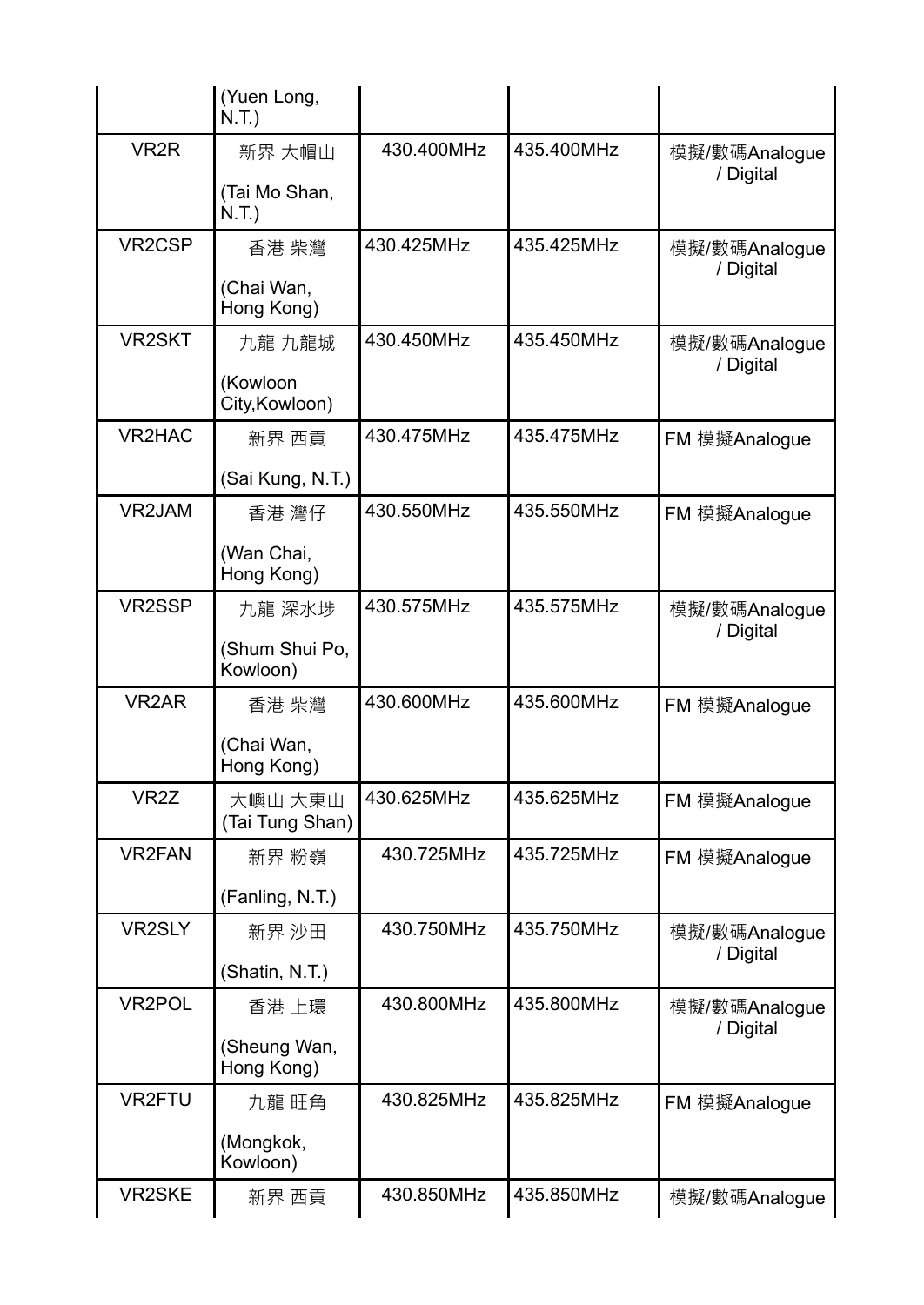| | | | | |
|---|---|---|---|---|
| | (Yuen Long, N.T.) | | | |
| VR2R | 新界 大帽山<br><br>(Tai Mo Shan, N.T.) | 430.400MHz | 435.400MHz | 模擬/數碼Analogue / Digital |
| VR2CSP | 香港 柴灣<br><br>(Chai Wan, Hong Kong) | 430.425MHz | 435.425MHz | 模擬/數碼Analogue / Digital |
| VR2SKT | 九龍 九龍城<br><br>(Kowloon City,Kowloon) | 430.450MHz | 435.450MHz | 模擬/數碼Analogue / Digital |
| VR2HAC | 新界 西貢<br><br>(Sai Kung, N.T.) | 430.475MHz | 435.475MHz | FM 模擬Analogue |
| VR2JAM | 香港 灣仔<br><br>(Wan Chai, Hong Kong) | 430.550MHz | 435.550MHz | FM 模擬Analogue |
| VR2SSP | 九龍 深水埗<br><br>(Shum Shui Po, Kowloon) | 430.575MHz | 435.575MHz | 模擬/數碼Analogue / Digital |
| VR2AR | 香港 柴灣<br><br>(Chai Wan, Hong Kong) | 430.600MHz | 435.600MHz | FM 模擬Analogue |
| VR2Z | 大嶼山 大東山 (Tai Tung Shan) | 430.625MHz | 435.625MHz | FM 模擬Analogue |
| VR2FAN | 新界 粉嶺<br><br>(Fanling, N.T.) | 430.725MHz | 435.725MHz | FM 模擬Analogue |
| VR2SLY | 新界 沙田<br><br>(Shatin, N.T.) | 430.750MHz | 435.750MHz | 模擬/數碼Analogue / Digital |
| VR2POL | 香港 上環<br><br>(Sheung Wan, Hong Kong) | 430.800MHz | 435.800MHz | 模擬/數碼Analogue / Digital |
| VR2FTU | 九龍 旺角<br><br>(Mongkok, Kowloon) | 430.825MHz | 435.825MHz | FM 模擬Analogue |
| VR2SKE | 新界 西貢 | 430.850MHz | 435.850MHz | 模擬/數碼Analogue |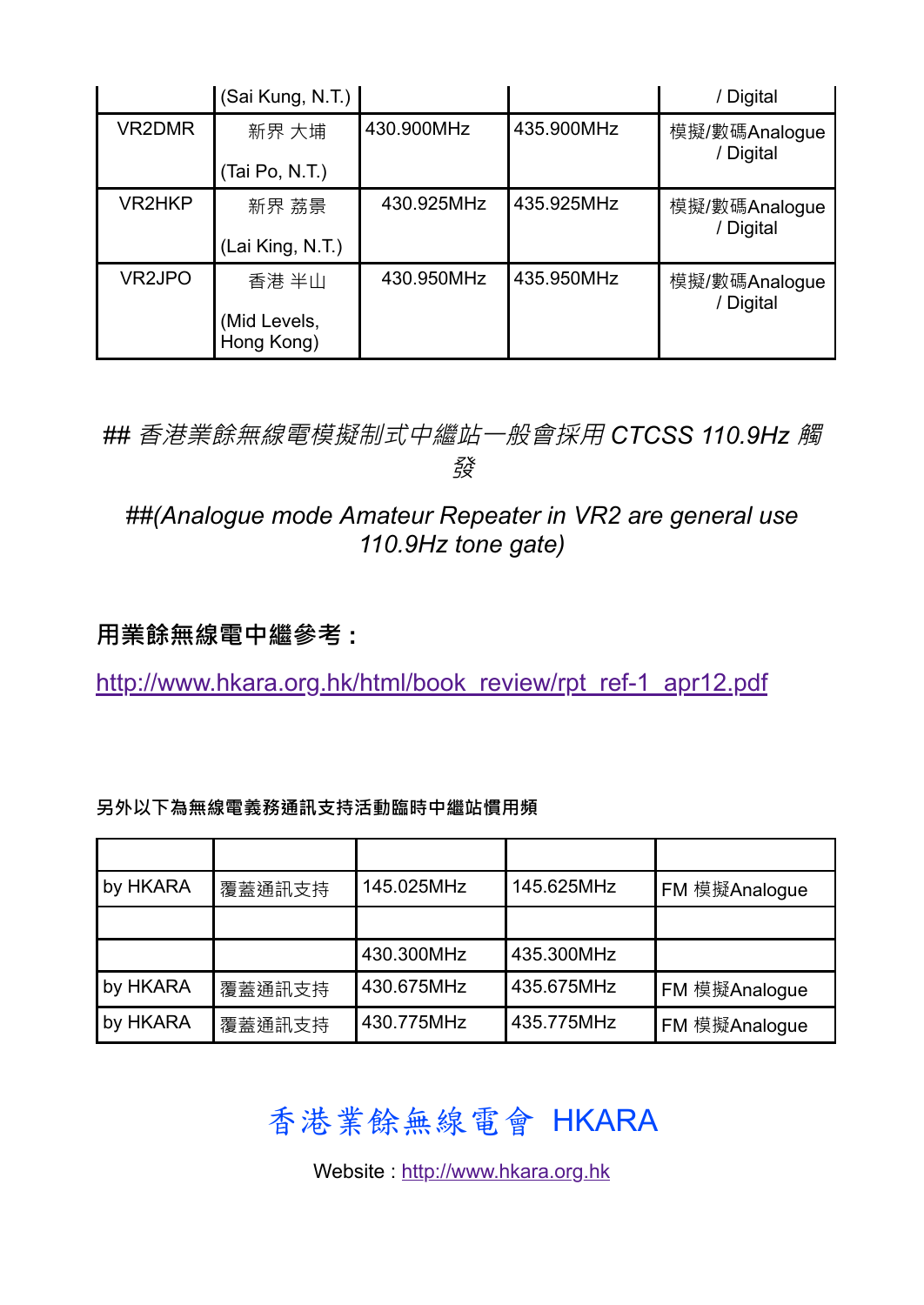| | (Sai Kung, N.T.) | | | / Digital |
|---|---|---|---|---|
| VR2DMR | 新界 大埔<br><br>(Tai Po, N.T.) | 430.900MHz | 435.900MHz | 模擬/數碼Analogue / Digital |
| VR2HKP | 新界 荔景<br><br>(Lai King, N.T.) | 430.925MHz | 435.925MHz | 模擬/數碼Analogue / Digital |
| VR2JPO | 香港 半山<br><br>(Mid Levels, Hong Kong) | 430.950MHz | 435.950MHz | 模擬/數碼Analogue / Digital |

*## 香港業餘無線電模擬制式中繼站一般會採用 CTCSS 110.9Hz 觸發*

*##(Analogue mode Amateur Repeater in VR2 are general use 110.9Hz tone gate)*

**用業餘無線電中繼參考：**

http://www.hkara.org.hk/html/book_review/rpt_ref-1_apr12.pdf

**另外以下為無線電義務通訊支持活動臨時中繼站慣用頻**

| | | | | |
|---|---|---|---|---|
| by HKARA | 覆蓋通訊支持 | 145.025MHz | 145.625MHz | FM 模擬Analogue |
| | | | | |
| | | 430.300MHz | 435.300MHz | |
| by HKARA | 覆蓋通訊支持 | 430.675MHz | 435.675MHz | FM 模擬Analogue |
| by HKARA | 覆蓋通訊支持 | 430.775MHz | 435.775MHz | FM 模擬Analogue |

香港業餘無線電會 HKARA

Website : http://www.hkara.org.hk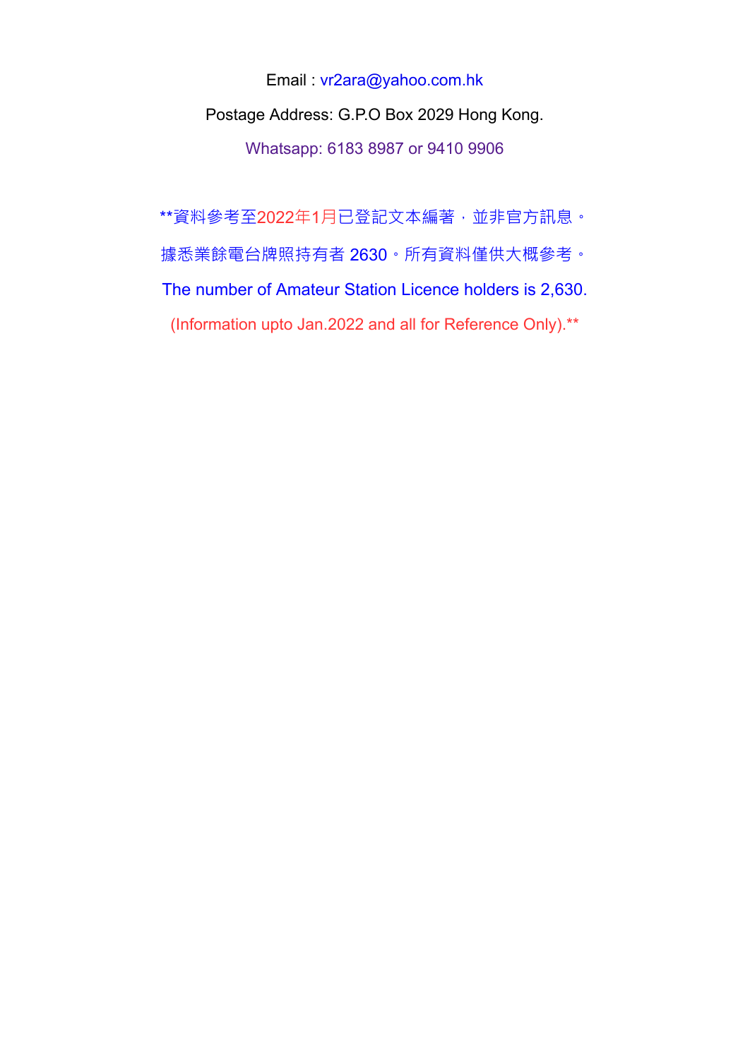Email : vr2ara@yahoo.com.hk

Postage Address: G.P.O Box 2029 Hong Kong.

Whatsapp: 6183 8987 or 9410 9906

**資料參考至2022年1月已登記文本編著，並非官方訊息。

據悉業餘電台牌照持有者 2630。所有資料僅供大概參考。

The number of Amateur Station Licence holders is 2,630.

(Information upto Jan.2022 and all for Reference Only).**